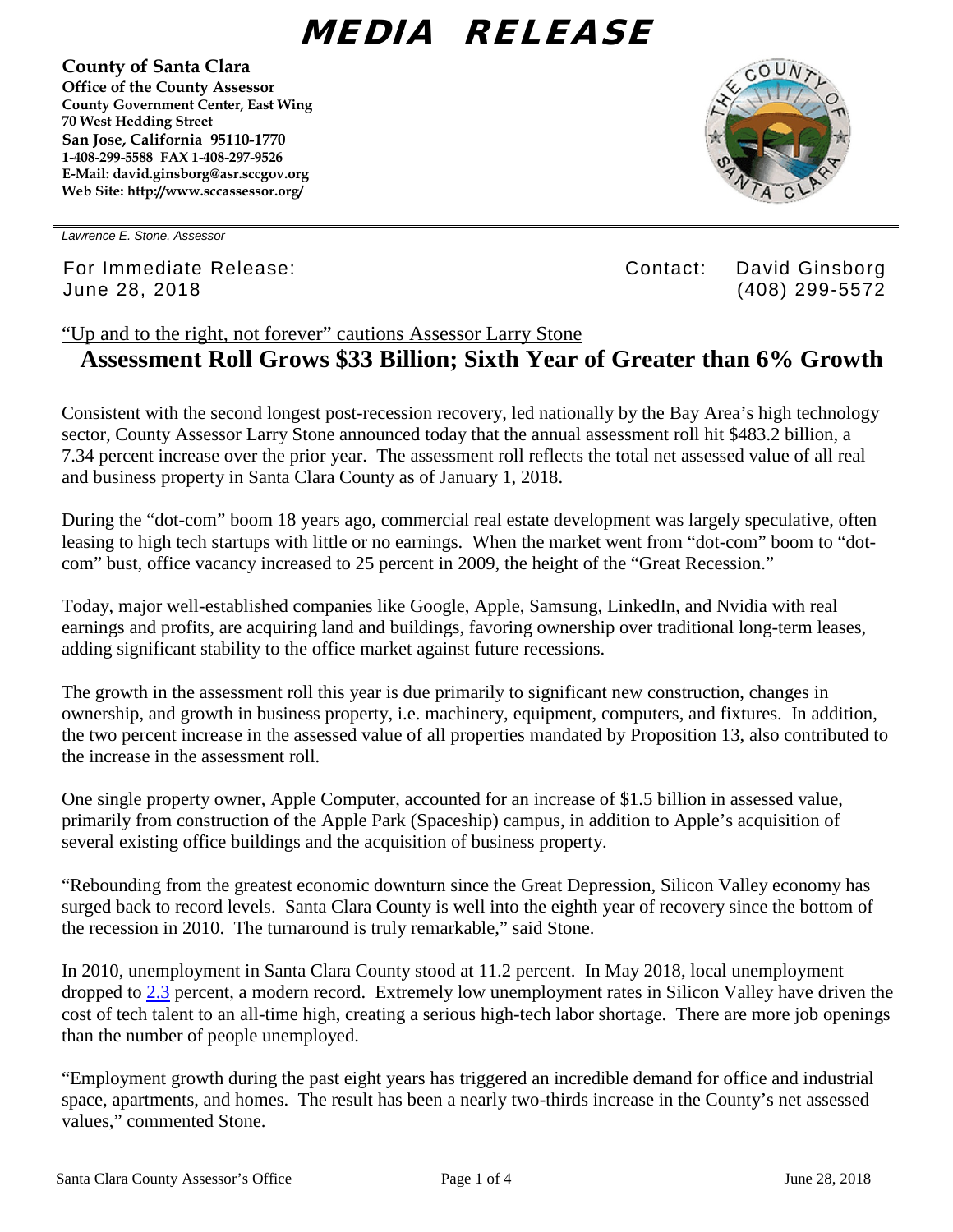# MEDIA RELEASE

**County of Santa Clara**
**Office of the County Assessor**
**County Government Center, East Wing**
**70 West Hedding Street**
**San Jose, California 95110-1770**
**1-408-299-5588 FAX 1-408-297-9526**
**E-Mail: david.ginsborg@asr.sccgov.org**
**Web Site: http://www.sccassessor.org/**

*Lawrence E. Stone, Assessor*

For Immediate Release: June 28, 2018

Contact: David Ginsborg (408) 299-5572

"Up and to the right, not forever" cautions Assessor Larry Stone

## Assessment Roll Grows $33 Billion; Sixth Year of Greater than 6% Growth

Consistent with the second longest post-recession recovery, led nationally by the Bay Area's high technology sector, County Assessor Larry Stone announced today that the annual assessment roll hit $483.2 billion, a 7.34 percent increase over the prior year. The assessment roll reflects the total net assessed value of all real and business property in Santa Clara County as of January 1, 2018.

During the "dot-com" boom 18 years ago, commercial real estate development was largely speculative, often leasing to high tech startups with little or no earnings. When the market went from "dot-com" boom to "dot-com" bust, office vacancy increased to 25 percent in 2009, the height of the "Great Recession."

Today, major well-established companies like Google, Apple, Samsung, LinkedIn, and Nvidia with real earnings and profits, are acquiring land and buildings, favoring ownership over traditional long-term leases, adding significant stability to the office market against future recessions.

The growth in the assessment roll this year is due primarily to significant new construction, changes in ownership, and growth in business property, i.e. machinery, equipment, computers, and fixtures. In addition, the two percent increase in the assessed value of all properties mandated by Proposition 13, also contributed to the increase in the assessment roll.

One single property owner, Apple Computer, accounted for an increase of $1.5 billion in assessed value, primarily from construction of the Apple Park (Spaceship) campus, in addition to Apple's acquisition of several existing office buildings and the acquisition of business property.

"Rebounding from the greatest economic downturn since the Great Depression, Silicon Valley economy has surged back to record levels. Santa Clara County is well into the eighth year of recovery since the bottom of the recession in 2010. The turnaround is truly remarkable," said Stone.

In 2010, unemployment in Santa Clara County stood at 11.2 percent. In May 2018, local unemployment dropped to 2.3 percent, a modern record. Extremely low unemployment rates in Silicon Valley have driven the cost of tech talent to an all-time high, creating a serious high-tech labor shortage. There are more job openings than the number of people unemployed.

"Employment growth during the past eight years has triggered an incredible demand for office and industrial space, apartments, and homes. The result has been a nearly two-thirds increase in the County's net assessed values," commented Stone.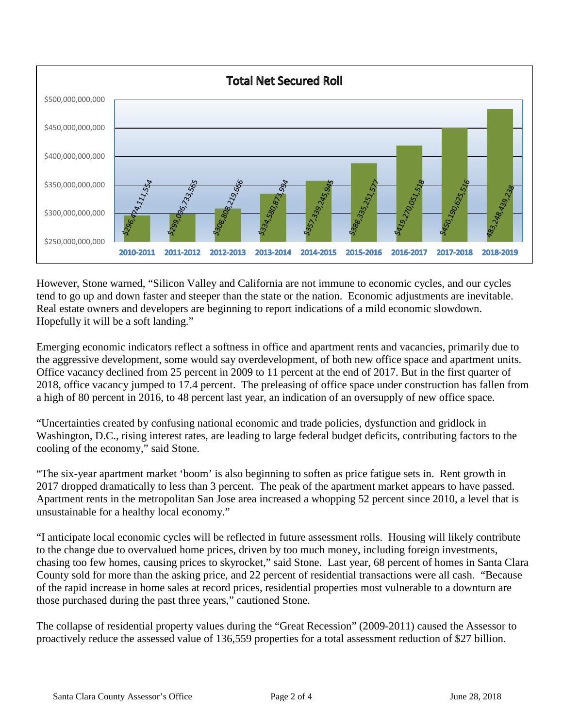**Total Net Secured Roll**

| Fiscal Year | Total Net Secured Roll |
|---|---|
| 2010-2011 | $296,474,111,554 |
| 2011-2012 | $299,096,733,565 |
| 2012-2013 | $308,808,219,666 |
| 2013-2014 | $334,580,873,994 |
| 2014-2015 | $357,339,245,945 |
| 2015-2016 | $388,335,251,577 |
| 2016-2017 | $419,270,051,518 |
| 2017-2018 | $450,190,625,516 |
| 2018-2019 | 483,248,439,238 |

However, Stone warned, "Silicon Valley and California are not immune to economic cycles, and our cycles tend to go up and down faster and steeper than the state or the nation. Economic adjustments are inevitable. Real estate owners and developers are beginning to report indications of a mild economic slowdown. Hopefully it will be a soft landing."

Emerging economic indicators reflect a softness in office and apartment rents and vacancies, primarily due to the aggressive development, some would say overdevelopment, of both new office space and apartment units. Office vacancy declined from 25 percent in 2009 to 11 percent at the end of 2017. But in the first quarter of 2018, office vacancy jumped to 17.4 percent. The preleasing of office space under construction has fallen from a high of 80 percent in 2016, to 48 percent last year, an indication of an oversupply of new office space.

"Uncertainties created by confusing national economic and trade policies, dysfunction and gridlock in Washington, D.C., rising interest rates, are leading to large federal budget deficits, contributing factors to the cooling of the economy," said Stone.

"The six-year apartment market 'boom' is also beginning to soften as price fatigue sets in. Rent growth in 2017 dropped dramatically to less than 3 percent. The peak of the apartment market appears to have passed. Apartment rents in the metropolitan San Jose area increased a whopping 52 percent since 2010, a level that is unsustainable for a healthy local economy."

"I anticipate local economic cycles will be reflected in future assessment rolls. Housing will likely contribute to the change due to overvalued home prices, driven by too much money, including foreign investments, chasing too few homes, causing prices to skyrocket," said Stone. Last year, 68 percent of homes in Santa Clara County sold for more than the asking price, and 22 percent of residential transactions were all cash. "Because of the rapid increase in home sales at record prices, residential properties most vulnerable to a downturn are those purchased during the past three years," cautioned Stone.

The collapse of residential property values during the "Great Recession" (2009-2011) caused the Assessor to proactively reduce the assessed value of 136,559 properties for a total assessment reduction of $27 billion.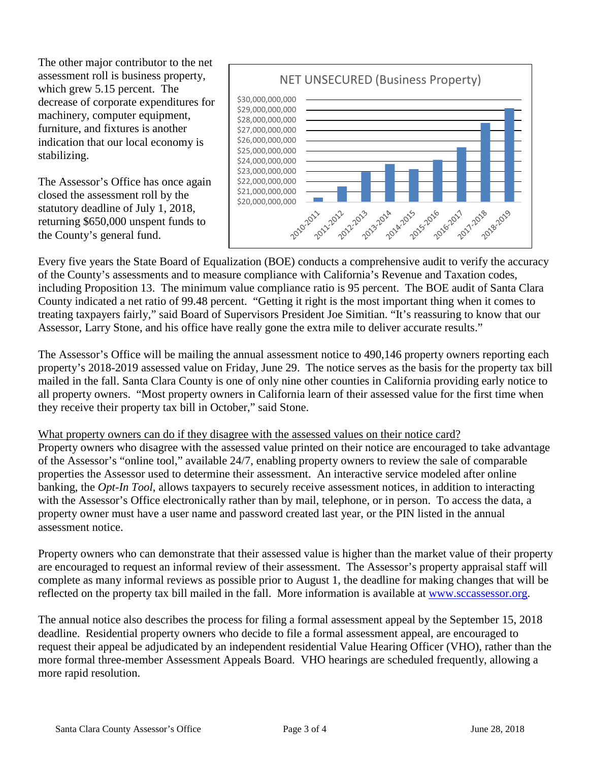The other major contributor to the net assessment roll is business property, which grew 5.15 percent. The decrease of corporate expenditures for machinery, computer equipment, furniture, and fixtures is another indication that our local economy is stabilizing.

The Assessor's Office has once again closed the assessment roll by the statutory deadline of July 1, 2018, returning $650,000 unspent funds to the County's general fund.

Every five years the State Board of Equalization (BOE) conducts a comprehensive audit to verify the accuracy of the County's assessments and to measure compliance with California's Revenue and Taxation codes, including Proposition 13. The minimum value compliance ratio is 95 percent. The BOE audit of Santa Clara County indicated a net ratio of 99.48 percent. "Getting it right is the most important thing when it comes to treating taxpayers fairly," said Board of Supervisors President Joe Simitian. "It's reassuring to know that our Assessor, Larry Stone, and his office have really gone the extra mile to deliver accurate results."

The Assessor's Office will be mailing the annual assessment notice to 490,146 property owners reporting each property's 2018-2019 assessed value on Friday, June 29. The notice serves as the basis for the property tax bill mailed in the fall. Santa Clara County is one of only nine other counties in California providing early notice to all property owners. "Most property owners in California learn of their assessed value for the first time when they receive their property tax bill in October," said Stone.

What property owners can do if they disagree with the assessed values on their notice card?

Property owners who disagree with the assessed value printed on their notice are encouraged to take advantage of the Assessor's "online tool," available 24/7, enabling property owners to review the sale of comparable properties the Assessor used to determine their assessment. An interactive service modeled after online banking, the *Opt-In Tool*, allows taxpayers to securely receive assessment notices, in addition to interacting with the Assessor's Office electronically rather than by mail, telephone, or in person. To access the data, a property owner must have a user name and password created last year, or the PIN listed in the annual assessment notice.

Property owners who can demonstrate that their assessed value is higher than the market value of their property are encouraged to request an informal review of their assessment. The Assessor's property appraisal staff will complete as many informal reviews as possible prior to August 1, the deadline for making changes that will be reflected on the property tax bill mailed in the fall. More information is available at www.sccassessor.org.

The annual notice also describes the process for filing a formal assessment appeal by the September 15, 2018 deadline. Residential property owners who decide to file a formal assessment appeal, are encouraged to request their appeal be adjudicated by an independent residential Value Hearing Officer (VHO), rather than the more formal three-member Assessment Appeals Board. VHO hearings are scheduled frequently, allowing a more rapid resolution.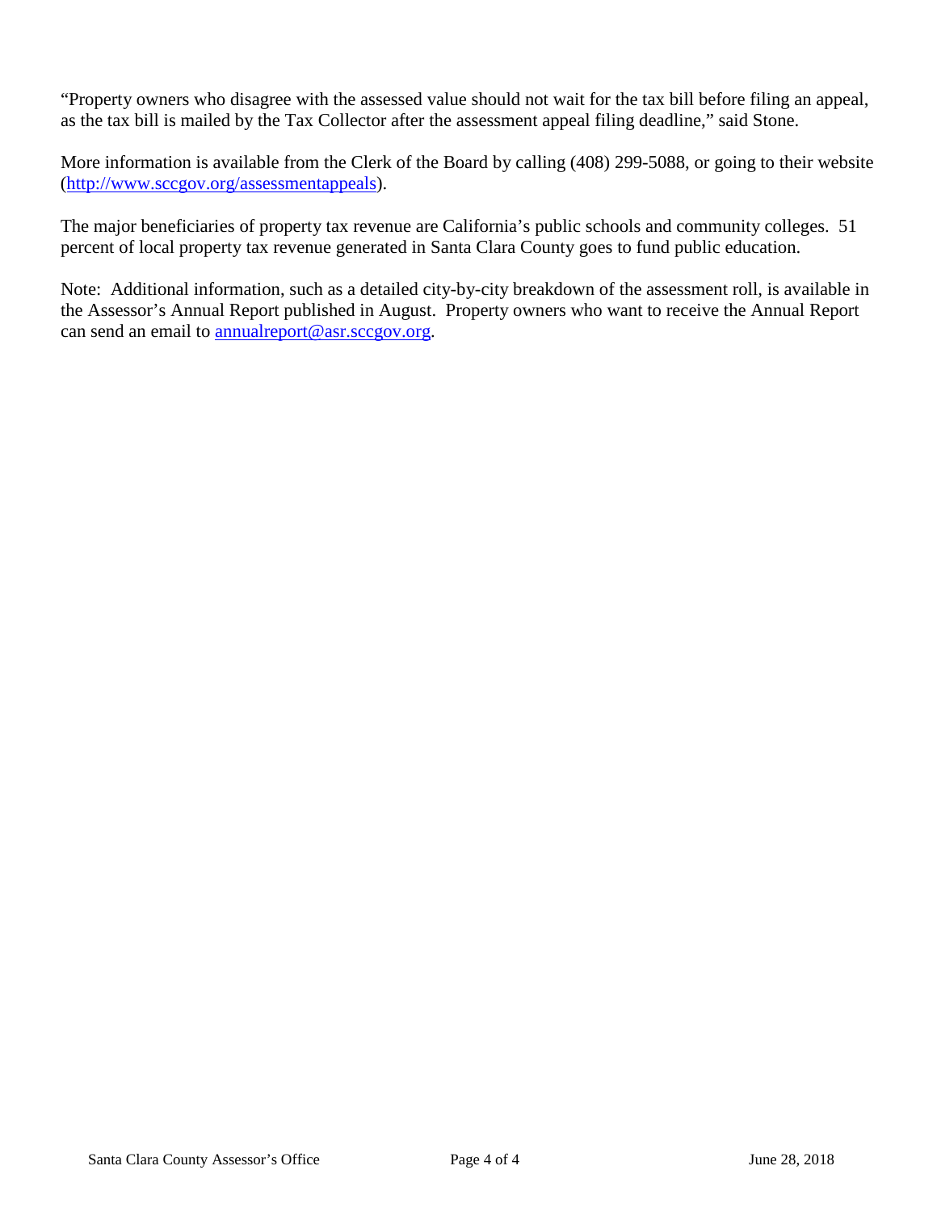"Property owners who disagree with the assessed value should not wait for the tax bill before filing an appeal, as the tax bill is mailed by the Tax Collector after the assessment appeal filing deadline," said Stone.

More information is available from the Clerk of the Board by calling (408) 299-5088, or going to their website ([http://www.sccgov.org/assessmentappeals](http://www.sccgov.org/assessmentappeals)).

The major beneficiaries of property tax revenue are California's public schools and community colleges. 51 percent of local property tax revenue generated in Santa Clara County goes to fund public education.

Note: Additional information, such as a detailed city-by-city breakdown of the assessment roll, is available in the Assessor's Annual Report published in August. Property owners who want to receive the Annual Report can send an email to [annualreport@asr.sccgov.org](mailto:annualreport@asr.sccgov.org).